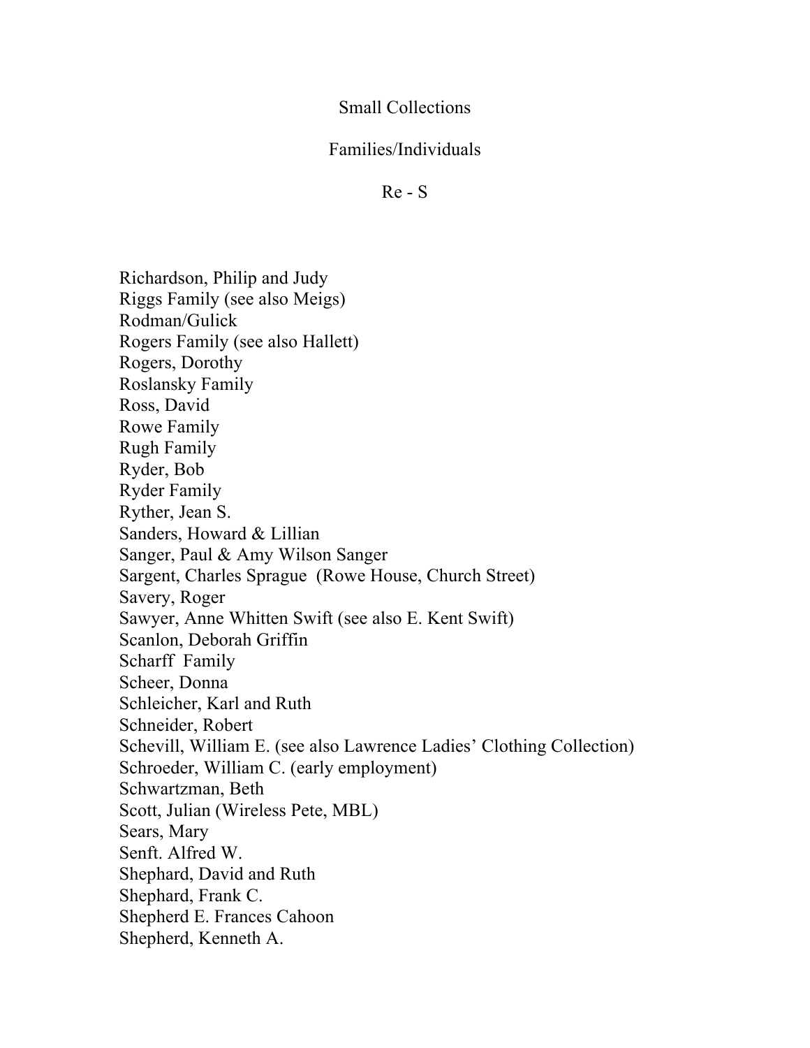# Small Collections

## Families/Individuals

### Re - S

Richardson, Philip and Judy
Riggs Family (see also Meigs)
Rodman/Gulick
Rogers Family (see also Hallett)
Rogers, Dorothy
Roslansky Family
Ross, David
Rowe Family
Rugh Family
Ryder, Bob
Ryder Family
Ryther, Jean S.
Sanders, Howard & Lillian
Sanger, Paul & Amy Wilson Sanger
Sargent, Charles Sprague (Rowe House, Church Street)
Savery, Roger
Sawyer, Anne Whitten Swift (see also E. Kent Swift)
Scanlon, Deborah Griffin
Scharff Family
Scheer, Donna
Schleicher, Karl and Ruth
Schneider, Robert
Schevill, William E. (see also Lawrence Ladies' Clothing Collection)
Schroeder, William C. (early employment)
Schwartzman, Beth
Scott, Julian (Wireless Pete, MBL)
Sears, Mary
Senft. Alfred W.
Shephard, David and Ruth
Shephard, Frank C.
Shepherd E. Frances Cahoon
Shepherd, Kenneth A.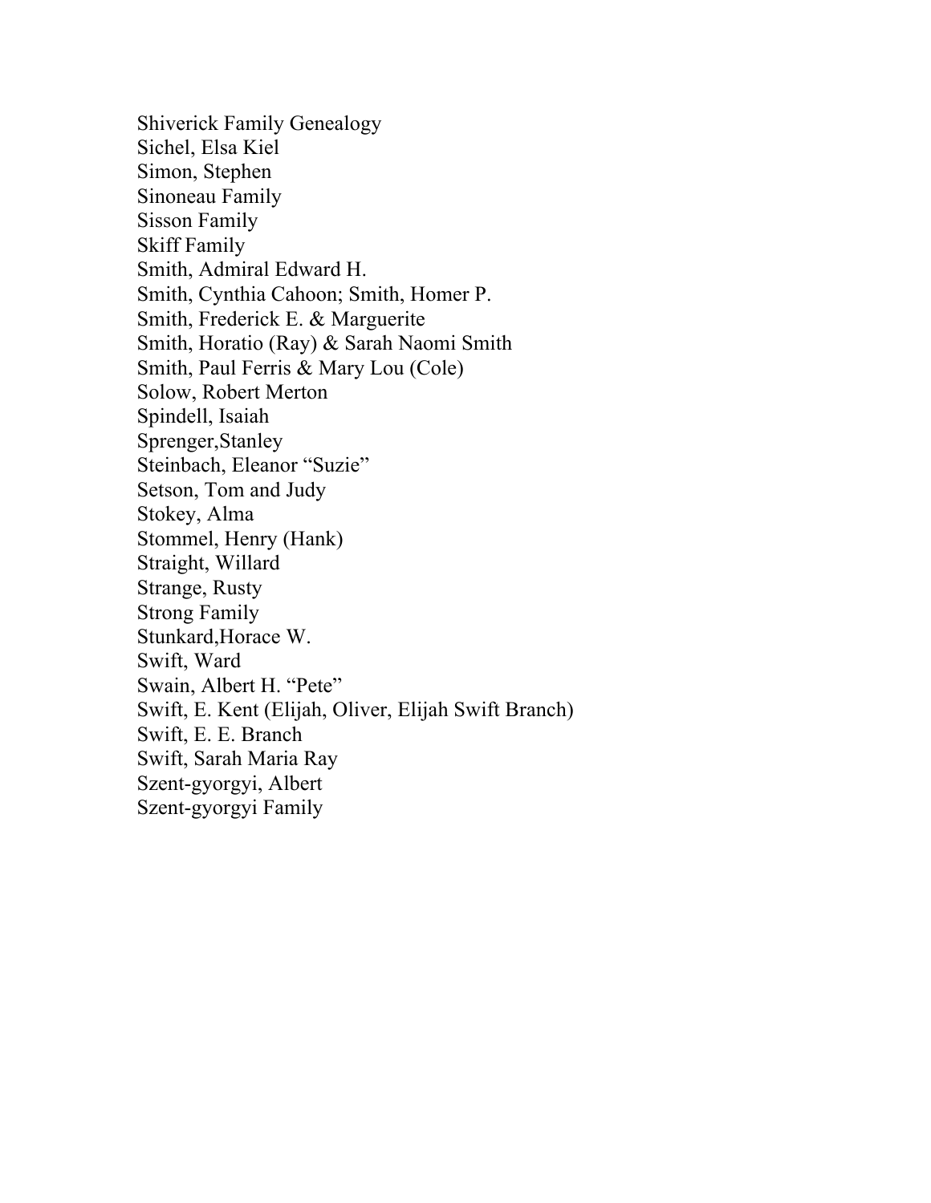Shiverick Family Genealogy
Sichel, Elsa Kiel
Simon, Stephen
Sinoneau Family
Sisson Family
Skiff Family
Smith, Admiral Edward H.
Smith, Cynthia Cahoon; Smith, Homer P.
Smith, Frederick E. & Marguerite
Smith, Horatio (Ray) & Sarah Naomi Smith
Smith, Paul Ferris & Mary Lou (Cole)
Solow, Robert Merton
Spindell, Isaiah
Sprenger,Stanley
Steinbach, Eleanor "Suzie"
Setson, Tom and Judy
Stokey, Alma
Stommel, Henry (Hank)
Straight, Willard
Strange, Rusty
Strong Family
Stunkard,Horace W.
Swift, Ward
Swain, Albert H. "Pete"
Swift, E. Kent (Elijah, Oliver, Elijah Swift Branch)
Swift, E. E. Branch
Swift, Sarah Maria Ray
Szent-gyorgyi, Albert
Szent-gyorgyi Family